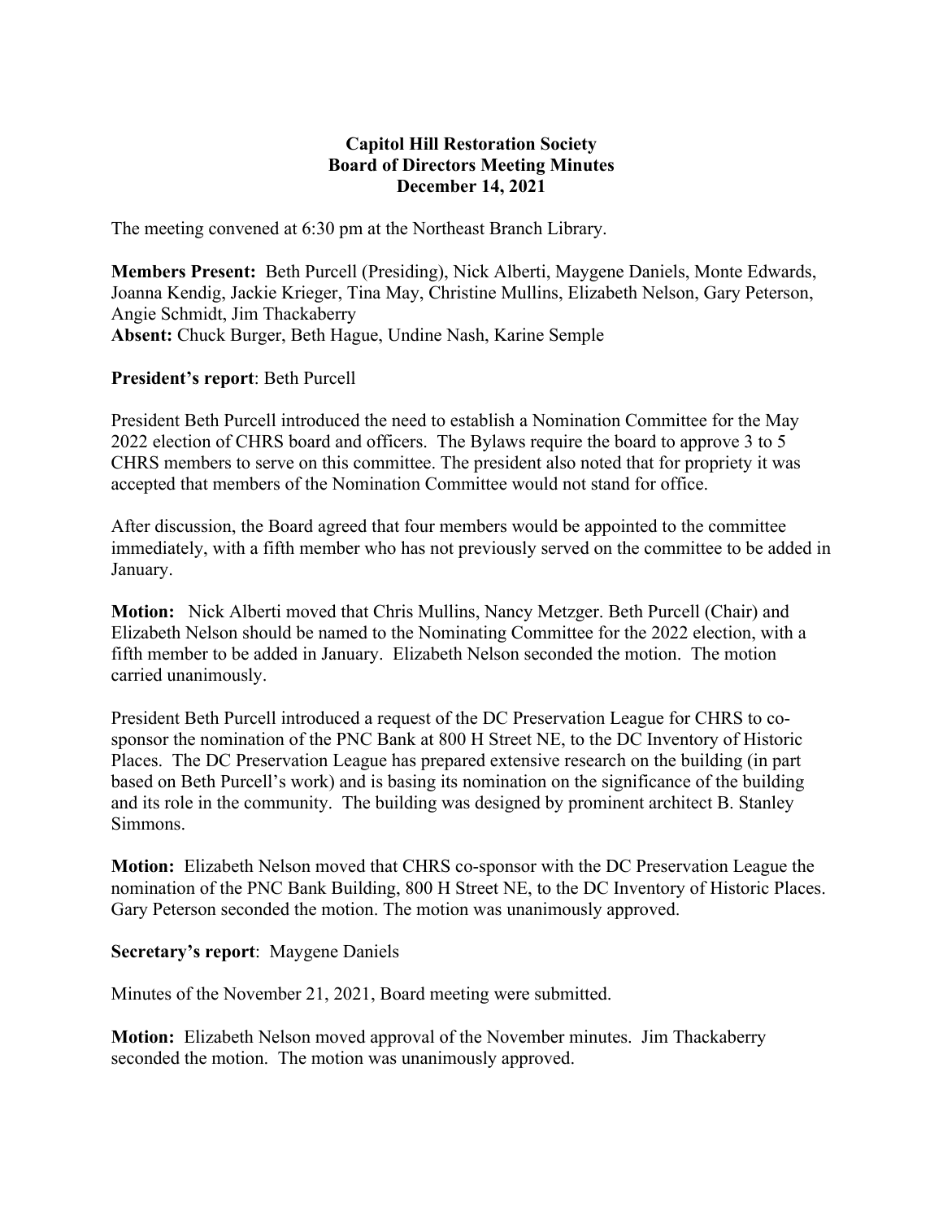**Capitol Hill Restoration Society**
**Board of Directors Meeting Minutes**
**December 14, 2021**

The meeting convened at 6:30 pm at the Northeast Branch Library.

**Members Present:** Beth Purcell (Presiding), Nick Alberti, Maygene Daniels, Monte Edwards, Joanna Kendig, Jackie Krieger, Tina May, Christine Mullins, Elizabeth Nelson, Gary Peterson, Angie Schmidt, Jim Thackaberry
**Absent:** Chuck Burger, Beth Hague, Undine Nash, Karine Semple

**President's report**: Beth Purcell

President Beth Purcell introduced the need to establish a Nomination Committee for the May 2022 election of CHRS board and officers. The Bylaws require the board to approve 3 to 5 CHRS members to serve on this committee. The president also noted that for propriety it was accepted that members of the Nomination Committee would not stand for office.

After discussion, the Board agreed that four members would be appointed to the committee immediately, with a fifth member who has not previously served on the committee to be added in January.

**Motion:** Nick Alberti moved that Chris Mullins, Nancy Metzger. Beth Purcell (Chair) and Elizabeth Nelson should be named to the Nominating Committee for the 2022 election, with a fifth member to be added in January. Elizabeth Nelson seconded the motion. The motion carried unanimously.

President Beth Purcell introduced a request of the DC Preservation League for CHRS to co-sponsor the nomination of the PNC Bank at 800 H Street NE, to the DC Inventory of Historic Places. The DC Preservation League has prepared extensive research on the building (in part based on Beth Purcell's work) and is basing its nomination on the significance of the building and its role in the community. The building was designed by prominent architect B. Stanley Simmons.

**Motion:** Elizabeth Nelson moved that CHRS co-sponsor with the DC Preservation League the nomination of the PNC Bank Building, 800 H Street NE, to the DC Inventory of Historic Places. Gary Peterson seconded the motion. The motion was unanimously approved.

**Secretary's report**: Maygene Daniels

Minutes of the November 21, 2021, Board meeting were submitted.

**Motion:** Elizabeth Nelson moved approval of the November minutes. Jim Thackaberry seconded the motion. The motion was unanimously approved.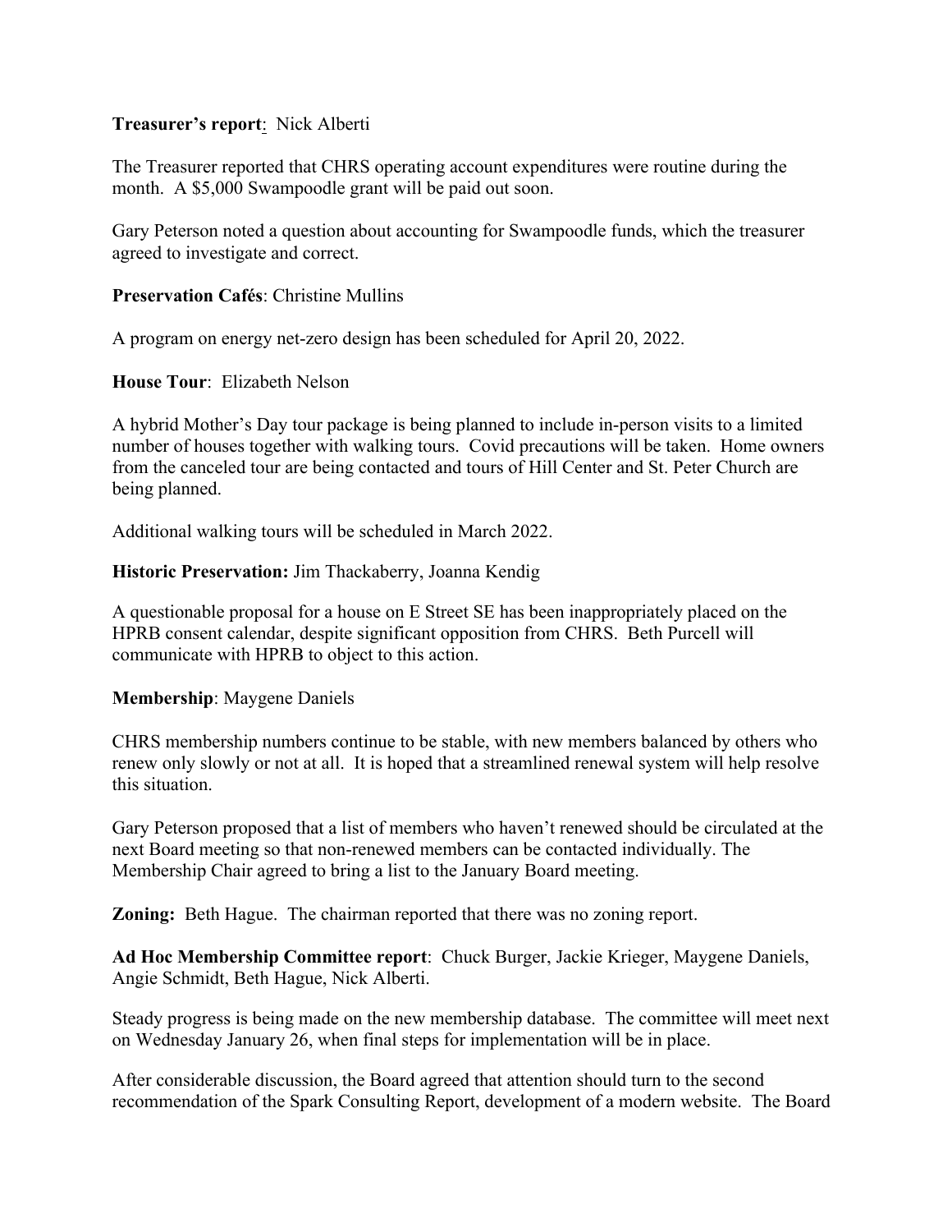**Treasurer's report**: Nick Alberti

The Treasurer reported that CHRS operating account expenditures were routine during the month. A $5,000 Swampoodle grant will be paid out soon.

Gary Peterson noted a question about accounting for Swampoodle funds, which the treasurer agreed to investigate and correct.

**Preservation Cafés**: Christine Mullins

A program on energy net-zero design has been scheduled for April 20, 2022.

**House Tour**: Elizabeth Nelson

A hybrid Mother's Day tour package is being planned to include in-person visits to a limited number of houses together with walking tours. Covid precautions will be taken. Home owners from the canceled tour are being contacted and tours of Hill Center and St. Peter Church are being planned.

Additional walking tours will be scheduled in March 2022.

**Historic Preservation:** Jim Thackaberry, Joanna Kendig

A questionable proposal for a house on E Street SE has been inappropriately placed on the HPRB consent calendar, despite significant opposition from CHRS. Beth Purcell will communicate with HPRB to object to this action.

**Membership**: Maygene Daniels

CHRS membership numbers continue to be stable, with new members balanced by others who renew only slowly or not at all. It is hoped that a streamlined renewal system will help resolve this situation.

Gary Peterson proposed that a list of members who haven't renewed should be circulated at the next Board meeting so that non-renewed members can be contacted individually. The Membership Chair agreed to bring a list to the January Board meeting.

**Zoning:** Beth Hague. The chairman reported that there was no zoning report.

**Ad Hoc Membership Committee report**: Chuck Burger, Jackie Krieger, Maygene Daniels, Angie Schmidt, Beth Hague, Nick Alberti.

Steady progress is being made on the new membership database. The committee will meet next on Wednesday January 26, when final steps for implementation will be in place.

After considerable discussion, the Board agreed that attention should turn to the second recommendation of the Spark Consulting Report, development of a modern website. The Board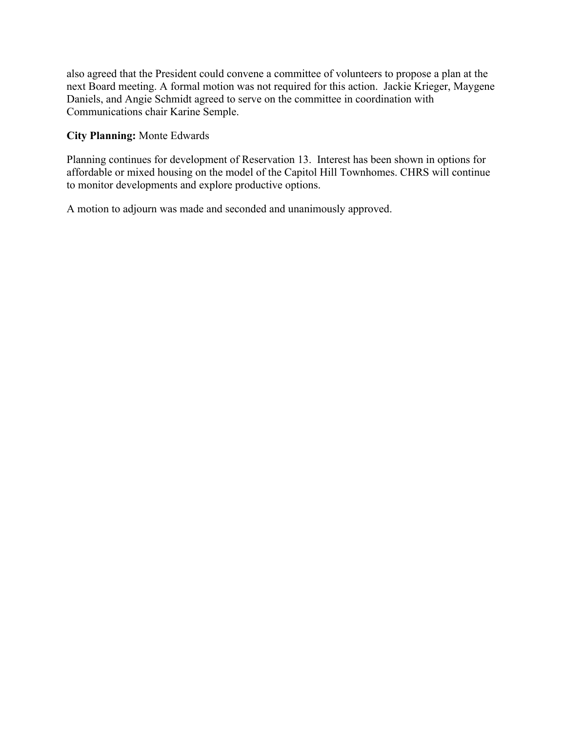also agreed that the President could convene a committee of volunteers to propose a plan at the next Board meeting. A formal motion was not required for this action. Jackie Krieger, Maygene Daniels, and Angie Schmidt agreed to serve on the committee in coordination with Communications chair Karine Semple.

**City Planning:** Monte Edwards

Planning continues for development of Reservation 13. Interest has been shown in options for affordable or mixed housing on the model of the Capitol Hill Townhomes. CHRS will continue to monitor developments and explore productive options.

A motion to adjourn was made and seconded and unanimously approved.